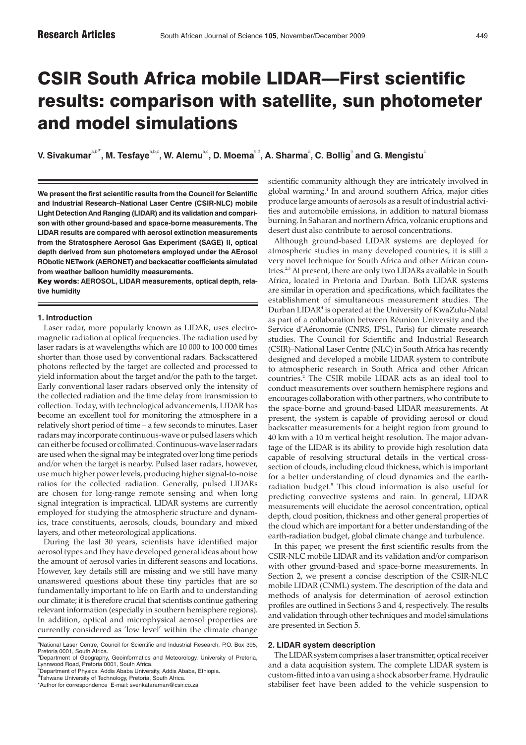# CSIR South Africa mobile LIDAR—First scientific results: comparison with satellite, sun photometer and model simulations

**V. Sivakumar[a,b*], M. Tesfaye[a,b,c], W. Alemu[a,c], D. Moema[a,d], A. Sharma[a], C. Bollig[a] and G. Mengistu[c]**

**We present the first scientific results from the Council for Scientific and Industrial Research–National Laser Centre (CSIR-NLC) mobile LIght Detection And Ranging (LIDAR) and its validation and comparison with other ground-based and space-borne measurements. The LIDAR results are compared with aerosol extinction measurements from the Stratosphere Aerosol Gas Experiment (SAGE) II, optical depth derived from sun photometers employed under the AErosol RObotic NETwork (AERONET) and backscatter coefficients simulated from weather balloon humidity measurements.**

**Key words: AEROSOL, LIDAR measurements, optical depth, relative humidity**

## 1. Introduction

Laser radar, more popularly known as LIDAR, uses electromagnetic radiation at optical frequencies. The radiation used by laser radars is at wavelengths which are 10 000 to 100 000 times shorter than those used by conventional radars. Backscattered photons reflected by the target are collected and processed to yield information about the target and/or the path to the target. Early conventional laser radars observed only the intensity of the collected radiation and the time delay from transmission to collection. Today, with technological advancements, LIDAR has become an excellent tool for monitoring the atmosphere in a relatively short period of time – a few seconds to minutes. Laser radars may incorporate continuous-wave or pulsed lasers which can either be focused or collimated. Continuous-wave laser radars are used when the signal may be integrated over long time periods and/or when the target is nearby. Pulsed laser radars, however, use much higher power levels, producing higher signal-to-noise ratios for the collected radiation. Generally, pulsed LIDARs are chosen for long-range remote sensing and when long signal integration is impractical. LIDAR systems are currently employed for studying the atmospheric structure and dynamics, trace constituents, aerosols, clouds, boundary and mixed layers, and other meteorological applications.

During the last 30 years, scientists have identified major aerosol types and they have developed general ideas about how the amount of aerosol varies in different seasons and locations. However, key details still are missing and we still have many unanswered questions about these tiny particles that are so fundamentally important to life on Earth and to understanding our climate; it is therefore crucial that scientists continue gathering relevant information (especially in southern hemisphere regions). In addition, optical and microphysical aerosol properties are currently considered as 'low level' within the climate change scientific community although they are intricately involved in global warming.[1] In and around southern Africa, major cities produce large amounts of aerosols as a result of industrial activities and automobile emissions, in addition to natural biomass burning. In Saharan and northern Africa, volcanic eruptions and desert dust also contribute to aerosol concentrations.

Although ground-based LIDAR systems are deployed for atmospheric studies in many developed countries, it is still a very novel technique for South Africa and other African countries.[2,3] At present, there are only two LIDARs available in South Africa, located in Pretoria and Durban. Both LIDAR systems are similar in operation and specifications, which facilitates the establishment of simultaneous measurement studies. The Durban LIDAR[4] is operated at the University of KwaZulu-Natal as part of a collaboration between Réunion University and the Service d'Aéronomie (CNRS, IPSL, Paris) for climate research studies. The Council for Scientific and Industrial Research (CSIR)–National Laser Centre (NLC) in South Africa has recently designed and developed a mobile LIDAR system to contribute to atmospheric research in South Africa and other African countries.[2] The CSIR mobile LIDAR acts as an ideal tool to conduct measurements over southern hemisphere regions and encourages collaboration with other partners, who contribute to the space-borne and ground-based LIDAR measurements. At present, the system is capable of providing aerosol or cloud backscatter measurements for a height region from ground to 40 km with a 10 m vertical height resolution. The major advantage of the LIDAR is its ability to provide high resolution data capable of resolving structural details in the vertical cross-section of clouds, including cloud thickness, which is important for a better understanding of cloud dynamics and the earth-radiation budget.[5] This cloud information is also useful for predicting convective systems and rain. In general, LIDAR measurements will elucidate the aerosol concentration, optical depth, cloud position, thickness and other general properties of the cloud which are important for a better understanding of the earth-radiation budget, global climate change and turbulence.

In this paper, we present the first scientific results from the CSIR-NLC mobile LIDAR and its validation and/or comparison with other ground-based and space-borne measurements. In Section 2, we present a concise description of the CSIR-NLC mobile LIDAR (CNML) system. The description of the data and methods of analysis for determination of aerosol extinction profiles are outlined in Sections 3 and 4, respectively. The results and validation through other techniques and model simulations are presented in Section 5.

## 2. LIDAR system description

The LIDAR system comprises a laser transmitter, optical receiver and a data acquisition system. The complete LIDAR system is custom-fitted into a van using a shock absorber frame. Hydraulic stabiliser feet have been added to the vehicle suspension to

[a]National Laser Centre, Council for Scientific and Industrial Research, P.O. Box 395, Pretoria 0001, South Africa.
[b]Department of Geography, Geoinformatics and Meteorology, University of Pretoria, Lynnwood Road, Pretoria 0001, South Africa.
[c]Department of Physics, Addis Ababa University, Addis Ababa, Ethiopia.
[d]Tshwane University of Technology, Pretoria, South Africa.
*Author for correspondence E-mail: svenkataraman@csir.co.za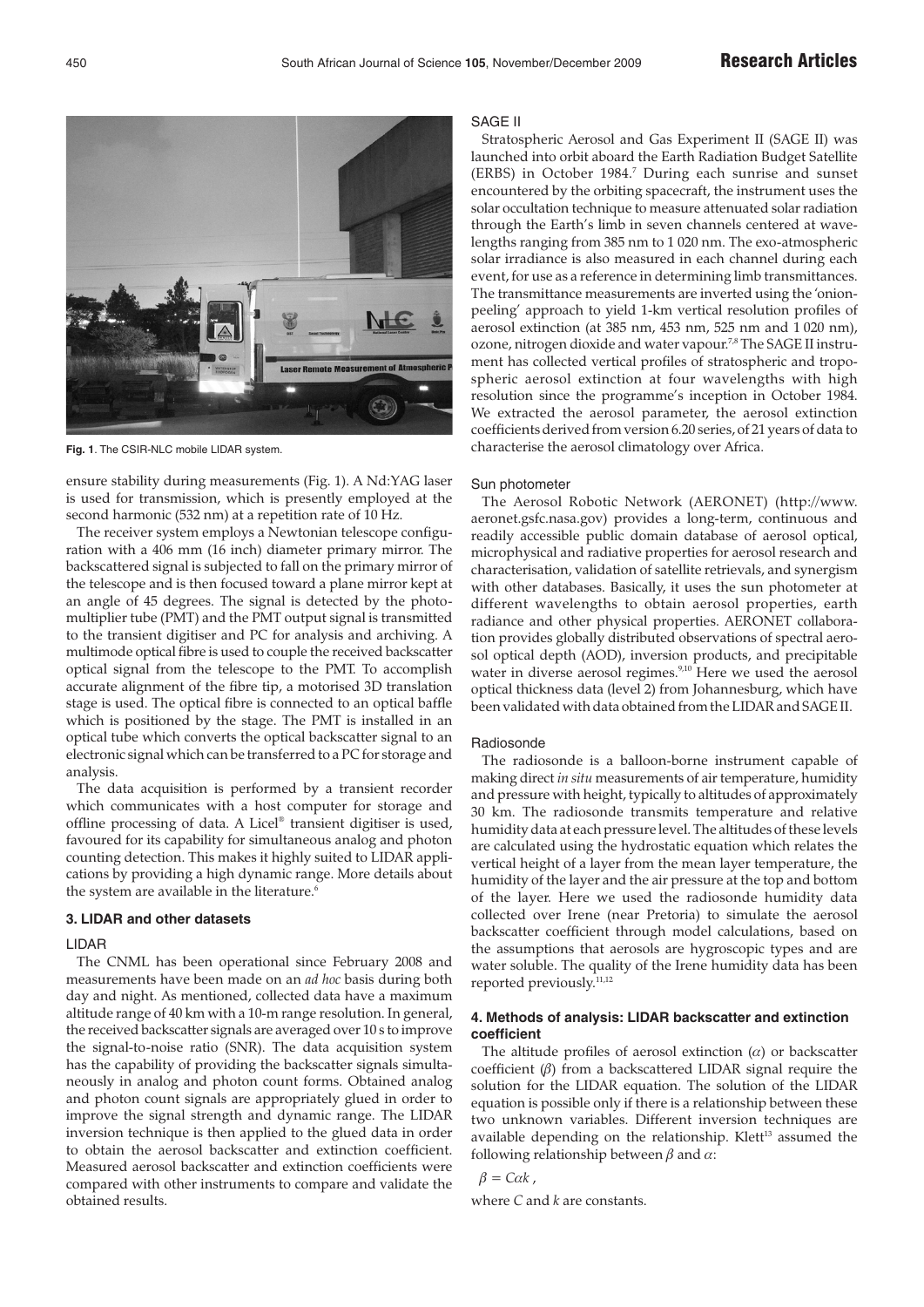Fig. 1. The CSIR-NLC mobile LIDAR system.

ensure stability during measurements (Fig. 1). A Nd:YAG laser is used for transmission, which is presently employed at the second harmonic (532 nm) at a repetition rate of 10 Hz.

The receiver system employs a Newtonian telescope configuration with a 406 mm (16 inch) diameter primary mirror. The backscattered signal is subjected to fall on the primary mirror of the telescope and is then focused toward a plane mirror kept at an angle of 45 degrees. The signal is detected by the photomultiplier tube (PMT) and the PMT output signal is transmitted to the transient digitiser and PC for analysis and archiving. A multimode optical fibre is used to couple the received backscatter optical signal from the telescope to the PMT. To accomplish accurate alignment of the fibre tip, a motorised 3D translation stage is used. The optical fibre is connected to an optical baffle which is positioned by the stage. The PMT is installed in an optical tube which converts the optical backscatter signal to an electronic signal which can be transferred to a PC for storage and analysis.

The data acquisition is performed by a transient recorder which communicates with a host computer for storage and offline processing of data. A Licel® transient digitiser is used, favoured for its capability for simultaneous analog and photon counting detection. This makes it highly suited to LIDAR applications by providing a high dynamic range. More details about the system are available in the literature.[6]

## 3. LIDAR and other datasets

### LIDAR

The CNML has been operational since February 2008 and measurements have been made on an *ad hoc* basis during both day and night. As mentioned, collected data have a maximum altitude range of 40 km with a 10-m range resolution. In general, the received backscatter signals are averaged over 10 s to improve the signal-to-noise ratio (SNR). The data acquisition system has the capability of providing the backscatter signals simultaneously in analog and photon count forms. Obtained analog and photon count signals are appropriately glued in order to improve the signal strength and dynamic range. The LIDAR inversion technique is then applied to the glued data in order to obtain the aerosol backscatter and extinction coefficient. Measured aerosol backscatter and extinction coefficients were compared with other instruments to compare and validate the obtained results.

### SAGE II

Stratospheric Aerosol and Gas Experiment II (SAGE II) was launched into orbit aboard the Earth Radiation Budget Satellite (ERBS) in October 1984.[7] During each sunrise and sunset encountered by the orbiting spacecraft, the instrument uses the solar occultation technique to measure attenuated solar radiation through the Earth's limb in seven channels centered at wavelengths ranging from 385 nm to 1 020 nm. The exo-atmospheric solar irradiance is also measured in each channel during each event, for use as a reference in determining limb transmittances. The transmittance measurements are inverted using the 'onion-peeling' approach to yield 1-km vertical resolution profiles of aerosol extinction (at 385 nm, 453 nm, 525 nm and 1 020 nm), ozone, nitrogen dioxide and water vapour.[7,8] The SAGE II instrument has collected vertical profiles of stratospheric and tropospheric aerosol extinction at four wavelengths with high resolution since the programme's inception in October 1984. We extracted the aerosol parameter, the aerosol extinction coefficients derived from version 6.20 series, of 21 years of data to characterise the aerosol climatology over Africa.

### Sun photometer

The Aerosol Robotic Network (AERONET) (http://www.aeronet.gsfc.nasa.gov) provides a long-term, continuous and readily accessible public domain database of aerosol optical, microphysical and radiative properties for aerosol research and characterisation, validation of satellite retrievals, and synergism with other databases. Basically, it uses the sun photometer at different wavelengths to obtain aerosol properties, earth radiance and other physical properties. AERONET collaboration provides globally distributed observations of spectral aerosol optical depth (AOD), inversion products, and precipitable water in diverse aerosol regimes.[9,10] Here we used the aerosol optical thickness data (level 2) from Johannesburg, which have been validated with data obtained from the LIDAR and SAGE II.

### Radiosonde

The radiosonde is a balloon-borne instrument capable of making direct *in situ* measurements of air temperature, humidity and pressure with height, typically to altitudes of approximately 30 km. The radiosonde transmits temperature and relative humidity data at each pressure level. The altitudes of these levels are calculated using the hydrostatic equation which relates the vertical height of a layer from the mean layer temperature, the humidity of the layer and the air pressure at the top and bottom of the layer. Here we used the radiosonde humidity data collected over Irene (near Pretoria) to simulate the aerosol backscatter coefficient through model calculations, based on the assumptions that aerosols are hygroscopic types and are water soluble. The quality of the Irene humidity data has been reported previously.[11,12]

## 4. Methods of analysis: LIDAR backscatter and extinction coefficient

The altitude profiles of aerosol extinction ($\alpha$) or backscatter coefficient ($\beta$) from a backscattered LIDAR signal require the solution for the LIDAR equation. The solution of the LIDAR equation is possible only if there is a relationship between these two unknown variables. Different inversion techniques are available depending on the relationship. Klett[13] assumed the following relationship between $\beta$ and $\alpha$:

$$\beta = C\alpha k \,,$$

where $C$ and $k$ are constants.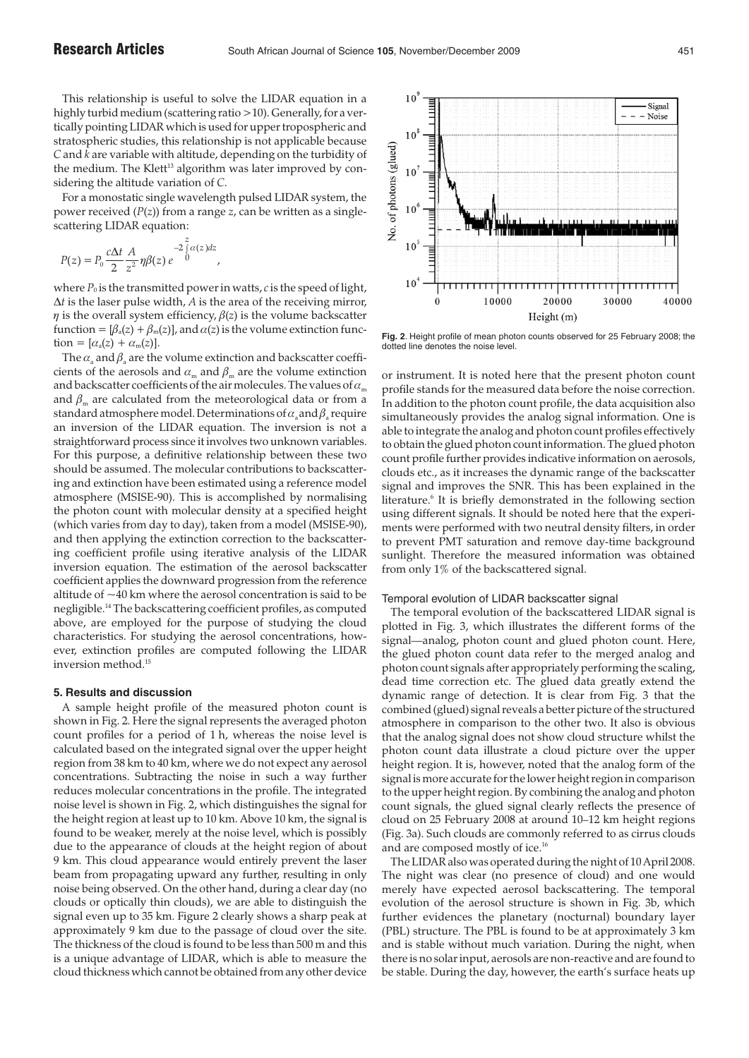This relationship is useful to solve the LIDAR equation in a highly turbid medium (scattering ratio >10). Generally, for a vertically pointing LIDAR which is used for upper tropospheric and stratospheric studies, this relationship is not applicable because $C$ and $k$ are variable with altitude, depending on the turbidity of the medium. The Klett[13] algorithm was later improved by considering the altitude variation of $C$.

For a monostatic single wavelength pulsed LIDAR system, the power received ($P(z)$) from a range $z$, can be written as a single-scattering LIDAR equation:

$$P(z) = P_0 \frac{c\Delta t}{2} \frac{A}{z^2} \eta \beta(z)\, e^{-2\int_0^z \alpha(z)dz},$$

where $P_0$ is the transmitted power in watts, $c$ is the speed of light, $\Delta t$ is the laser pulse width, $A$ is the area of the receiving mirror, $\eta$ is the overall system efficiency, $\beta(z)$ is the volume backscatter function = $[\beta_a(z) + \beta_m(z)]$, and $\alpha(z)$ is the volume extinction function = $[\alpha_a(z) + \alpha_m(z)]$.

The $\alpha_a$ and $\beta_a$ are the volume extinction and backscatter coefficients of the aerosols and $\alpha_m$ and $\beta_m$ are the volume extinction and backscatter coefficients of the air molecules. The values of $\alpha_m$ and $\beta_m$ are calculated from the meteorological data or from a standard atmosphere model. Determinations of $\alpha_a$ and $\beta_a$ require an inversion of the LIDAR equation. The inversion is not a straightforward process since it involves two unknown variables. For this purpose, a definitive relationship between these two should be assumed. The molecular contributions to backscattering and extinction have been estimated using a reference model atmosphere (MSISE-90). This is accomplished by normalising the photon count with molecular density at a specified height (which varies from day to day), taken from a model (MSISE-90), and then applying the extinction correction to the backscattering coefficient profile using iterative analysis of the LIDAR inversion equation. The estimation of the aerosol backscatter coefficient applies the downward progression from the reference altitude of ~40 km where the aerosol concentration is said to be negligible.[14] The backscattering coefficient profiles, as computed above, are employed for the purpose of studying the cloud characteristics. For studying the aerosol concentrations, however, extinction profiles are computed following the LIDAR inversion method.[15]

## 5. Results and discussion

A sample height profile of the measured photon count is shown in Fig. 2. Here the signal represents the averaged photon count profiles for a period of 1 h, whereas the noise level is calculated based on the integrated signal over the upper height region from 38 km to 40 km, where we do not expect any aerosol concentrations. Subtracting the noise in such a way further reduces molecular concentrations in the profile. The integrated noise level is shown in Fig. 2, which distinguishes the signal for the height region at least up to 10 km. Above 10 km, the signal is found to be weaker, merely at the noise level, which is possibly due to the appearance of clouds at the height region of about 9 km. This cloud appearance would entirely prevent the laser beam from propagating upward any further, resulting in only noise being observed. On the other hand, during a clear day (no clouds or optically thin clouds), we are able to distinguish the signal even up to 35 km. Figure 2 clearly shows a sharp peak at approximately 9 km due to the passage of cloud over the site. The thickness of the cloud is found to be less than 500 m and this is a unique advantage of LIDAR, which is able to measure the cloud thickness which cannot be obtained from any other device or instrument. It is noted here that the present photon count profile stands for the measured data before the noise correction. In addition to the photon count profile, the data acquisition also simultaneously provides the analog signal information. One is able to integrate the analog and photon count profiles effectively to obtain the glued photon count information. The glued photon count profile further provides indicative information on aerosols, clouds etc., as it increases the dynamic range of the backscatter signal and improves the SNR. This has been explained in the literature.[6] It is briefly demonstrated in the following section using different signals. It should be noted here that the experiments were performed with two neutral density filters, in order to prevent PMT saturation and remove day-time background sunlight. Therefore the measured information was obtained from only 1% of the backscattered signal.

**Fig. 2**. Height profile of mean photon counts observed for 25 February 2008; the dotted line denotes the noise level.

### Temporal evolution of LIDAR backscatter signal

The temporal evolution of the backscattered LIDAR signal is plotted in Fig. 3, which illustrates the different forms of the signal—analog, photon count and glued photon count. Here, the glued photon count data refer to the merged analog and photon count signals after appropriately performing the scaling, dead time correction etc. The glued data greatly extend the dynamic range of detection. It is clear from Fig. 3 that the combined (glued) signal reveals a better picture of the structured atmosphere in comparison to the other two. It also is obvious that the analog signal does not show cloud structure whilst the photon count data illustrate a cloud picture over the upper height region. It is, however, noted that the analog form of the signal is more accurate for the lower height region in comparison to the upper height region. By combining the analog and photon count signals, the glued signal clearly reflects the presence of cloud on 25 February 2008 at around 10–12 km height regions (Fig. 3a). Such clouds are commonly referred to as cirrus clouds and are composed mostly of ice.[16]

The LIDAR also was operated during the night of 10 April 2008. The night was clear (no presence of cloud) and one would merely have expected aerosol backscattering. The temporal evolution of the aerosol structure is shown in Fig. 3b, which further evidences the planetary (nocturnal) boundary layer (PBL) structure. The PBL is found to be at approximately 3 km and is stable without much variation. During the night, when there is no solar input, aerosols are non-reactive and are found to be stable. During the day, however, the earth's surface heats up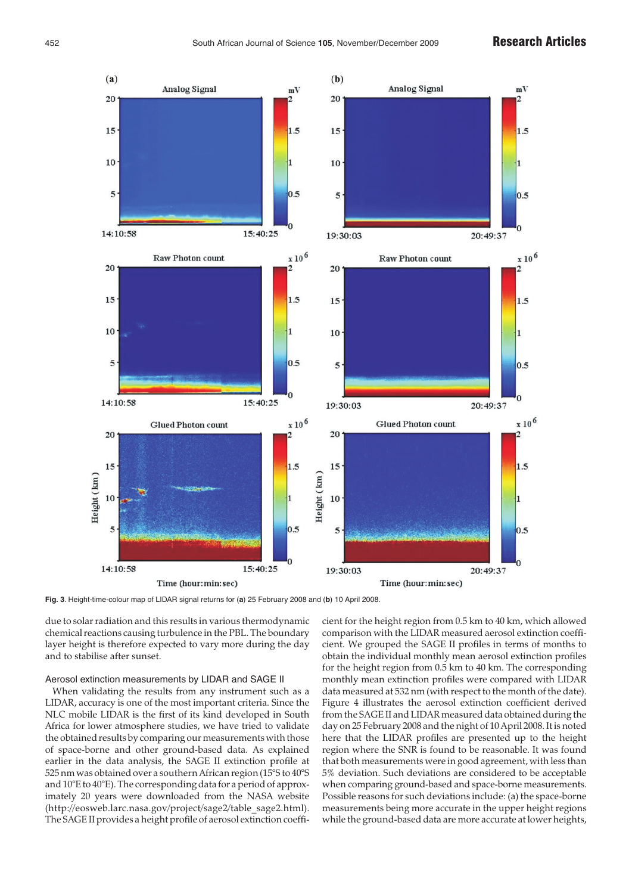Fig. 3. Height-time-colour map of LIDAR signal returns for (**a**) 25 February 2008 and (**b**) 10 April 2008.

due to solar radiation and this results in various thermodynamic chemical reactions causing turbulence in the PBL. The boundary layer height is therefore expected to vary more during the day and to stabilise after sunset.

### Aerosol extinction measurements by LIDAR and SAGE II

When validating the results from any instrument such as a LIDAR, accuracy is one of the most important criteria. Since the NLC mobile LIDAR is the first of its kind developed in South Africa for lower atmosphere studies, we have tried to validate the obtained results by comparing our measurements with those of space-borne and other ground-based data. As explained earlier in the data analysis, the SAGE II extinction profile at 525 nm was obtained over a southern African region (15°S to 40°S and 10°E to 40°E). The corresponding data for a period of approximately 20 years were downloaded from the NASA website (http://eosweb.larc.nasa.gov/project/sage2/table_sage2.html). The SAGE II provides a height profile of aerosol extinction coefficient for the height region from 0.5 km to 40 km, which allowed comparison with the LIDAR measured aerosol extinction coefficient. We grouped the SAGE II profiles in terms of months to obtain the individual monthly mean aerosol extinction profiles for the height region from 0.5 km to 40 km. The corresponding monthly mean extinction profiles were compared with LIDAR data measured at 532 nm (with respect to the month of the date). Figure 4 illustrates the aerosol extinction coefficient derived from the SAGE II and LIDAR measured data obtained during the day on 25 February 2008 and the night of 10 April 2008. It is noted here that the LIDAR profiles are presented up to the height region where the SNR is found to be reasonable. It was found that both measurements were in good agreement, with less than 5% deviation. Such deviations are considered to be acceptable when comparing ground-based and space-borne measurements. Possible reasons for such deviations include: (a) the space-borne measurements being more accurate in the upper height regions while the ground-based data are more accurate at lower heights,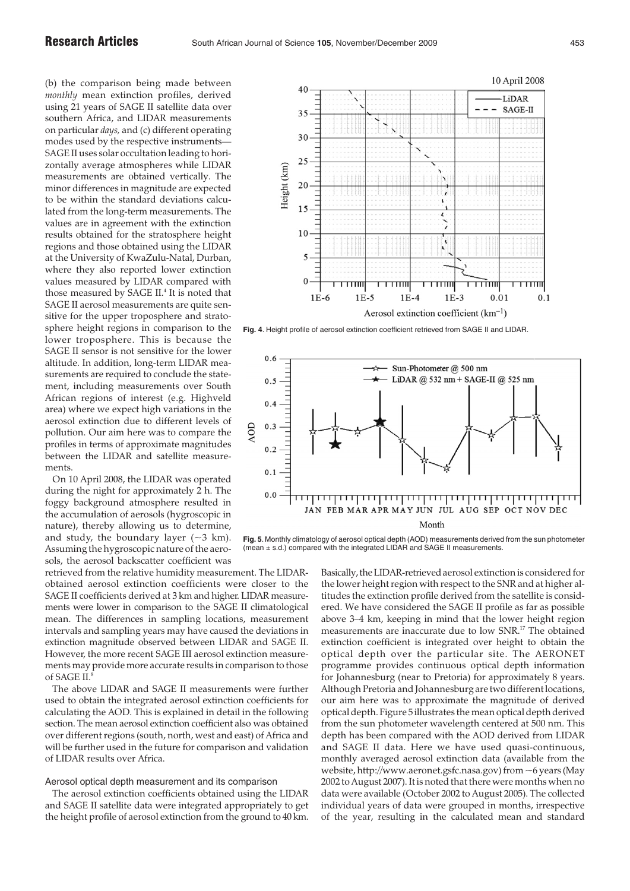(b) the comparison being made between *monthly* mean extinction profiles, derived using 21 years of SAGE II satellite data over southern Africa, and LIDAR measurements on particular *days,* and (c) different operating modes used by the respective instruments—SAGE II uses solar occultation leading to horizontally average atmospheres while LIDAR measurements are obtained vertically. The minor differences in magnitude are expected to be within the standard deviations calculated from the long-term measurements. The values are in agreement with the extinction results obtained for the stratosphere height regions and those obtained using the LIDAR at the University of KwaZulu-Natal, Durban, where they also reported lower extinction values measured by LIDAR compared with those measured by SAGE II.[4] It is noted that SAGE II aerosol measurements are quite sensitive for the upper troposphere and stratosphere height regions in comparison to the lower troposphere. This is because the SAGE II sensor is not sensitive for the lower altitude. In addition, long-term LIDAR measurements are required to conclude the statement, including measurements over South African regions of interest (e.g. Highveld area) where we expect high variations in the aerosol extinction due to different levels of pollution. Our aim here was to compare the profiles in terms of approximate magnitudes between the LIDAR and satellite measurements.

On 10 April 2008, the LIDAR was operated during the night for approximately 2 h. The foggy background atmosphere resulted in the accumulation of aerosols (hygroscopic in nature), thereby allowing us to determine, and study, the boundary layer (~3 km). Assuming the hygroscopic nature of the aerosols, the aerosol backscatter coefficient was retrieved from the relative humidity measurement. The LIDAR-obtained aerosol extinction coefficients were closer to the SAGE II coefficients derived at 3 km and higher. LIDAR measurements were lower in comparison to the SAGE II climatological mean. The differences in sampling locations, measurement intervals and sampling years may have caused the deviations in extinction magnitude observed between LIDAR and SAGE II. However, the more recent SAGE III aerosol extinction measurements may provide more accurate results in comparison to those of SAGE II.[8]

The above LIDAR and SAGE II measurements were further used to obtain the integrated aerosol extinction coefficients for calculating the AOD. This is explained in detail in the following section. The mean aerosol extinction coefficient also was obtained over different regions (south, north, west and east) of Africa and will be further used in the future for comparison and validation of LIDAR results over Africa.

### Aerosol optical depth measurement and its comparison

The aerosol extinction coefficients obtained using the LIDAR and SAGE II satellite data were integrated appropriately to get the height profile of aerosol extinction from the ground to 40 km. Basically, the LIDAR-retrieved aerosol extinction is considered for the lower height region with respect to the SNR and at higher altitudes the extinction profile derived from the satellite is considered. We have considered the SAGE II profile as far as possible above 3–4 km, keeping in mind that the lower height region measurements are inaccurate due to low SNR.[17] The obtained extinction coefficient is integrated over height to obtain the optical depth over the particular site. The AERONET programme provides continuous optical depth information for Johannesburg (near to Pretoria) for approximately 8 years. Although Pretoria and Johannesburg are two different locations, our aim here was to approximate the magnitude of derived optical depth. Figure 5 illustrates the mean optical depth derived from the sun photometer wavelength centered at 500 nm. This depth has been compared with the AOD derived from LIDAR and SAGE II data. Here we have used quasi-continuous, monthly averaged aerosol extinction data (available from the website, http://www.aeronet.gsfc.nasa.gov) from ~6 years (May 2002 to August 2007). It is noted that there were months when no data were available (October 2002 to August 2005). The collected individual years of data were grouped in months, irrespective of the year, resulting in the calculated mean and standard

**Fig. 4**. Height profile of aerosol extinction coefficient retrieved from SAGE II and LIDAR.

**Fig. 5**. Monthly climatology of aerosol optical depth (AOD) measurements derived from the sun photometer (mean ± s.d.) compared with the integrated LIDAR and SAGE II measurements.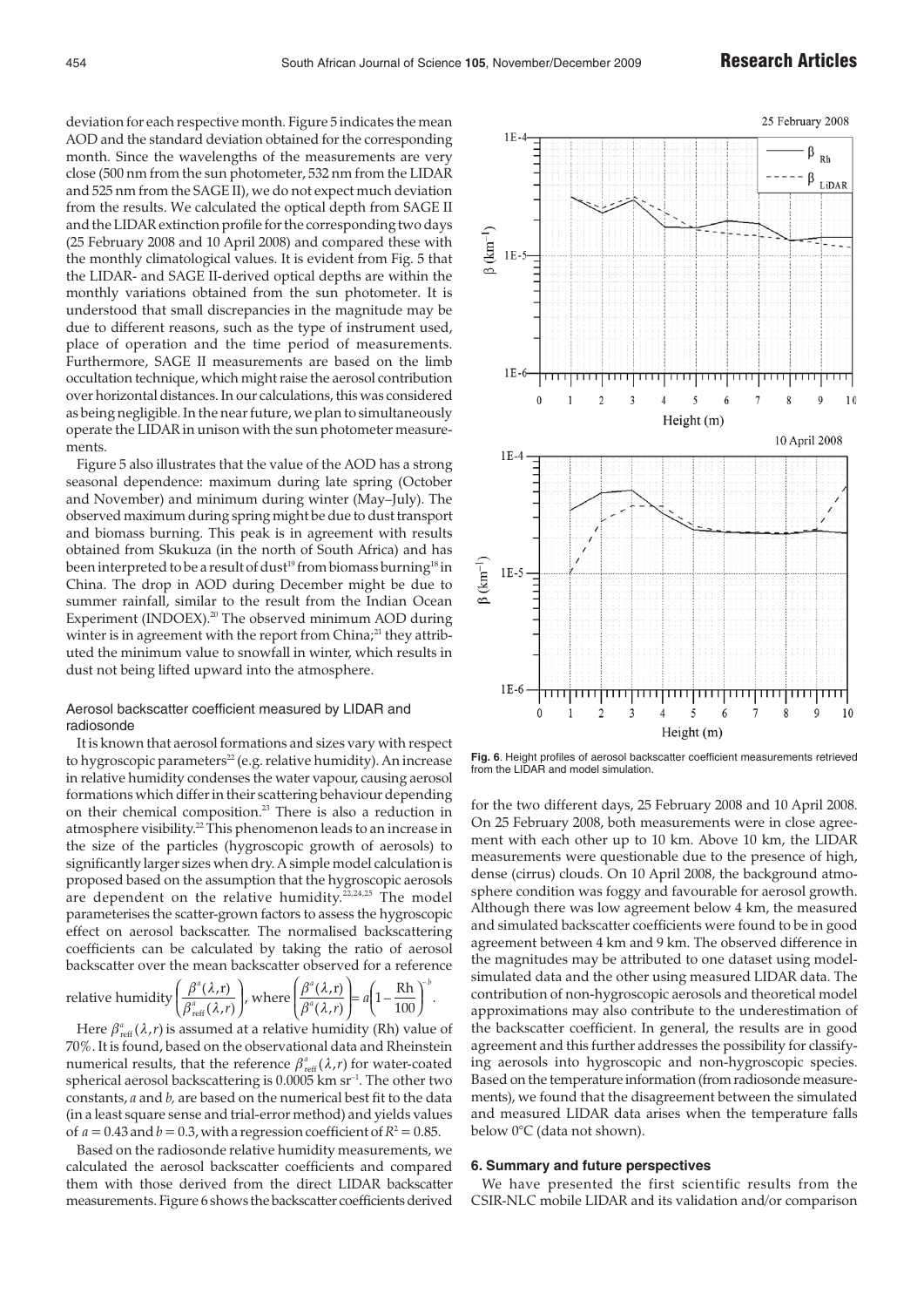deviation for each respective month. Figure 5 indicates the mean AOD and the standard deviation obtained for the corresponding month. Since the wavelengths of the measurements are very close (500 nm from the sun photometer, 532 nm from the LIDAR and 525 nm from the SAGE II), we do not expect much deviation from the results. We calculated the optical depth from SAGE II and the LIDAR extinction profile for the corresponding two days (25 February 2008 and 10 April 2008) and compared these with the monthly climatological values. It is evident from Fig. 5 that the LIDAR- and SAGE II-derived optical depths are within the monthly variations obtained from the sun photometer. It is understood that small discrepancies in the magnitude may be due to different reasons, such as the type of instrument used, place of operation and the time period of measurements. Furthermore, SAGE II measurements are based on the limb occultation technique, which might raise the aerosol contribution over horizontal distances. In our calculations, this was considered as being negligible. In the near future, we plan to simultaneously operate the LIDAR in unison with the sun photometer measurements.

Figure 5 also illustrates that the value of the AOD has a strong seasonal dependence: maximum during late spring (October and November) and minimum during winter (May–July). The observed maximum during spring might be due to dust transport and biomass burning. This peak is in agreement with results obtained from Skukuza (in the north of South Africa) and has been interpreted to be a result of dust[19] from biomass burning[18] in China. The drop in AOD during December might be due to summer rainfall, similar to the result from the Indian Ocean Experiment (INDOEX).[20] The observed minimum AOD during winter is in agreement with the report from China;[21] they attributed the minimum value to snowfall in winter, which results in dust not being lifted upward into the atmosphere.

### Aerosol backscatter coefficient measured by LIDAR and radiosonde

It is known that aerosol formations and sizes vary with respect to hygroscopic parameters[22] (e.g. relative humidity). An increase in relative humidity condenses the water vapour, causing aerosol formations which differ in their scattering behaviour depending on their chemical composition.[23] There is also a reduction in atmosphere visibility.[22] This phenomenon leads to an increase in the size of the particles (hygroscopic growth of aerosols) to significantly larger sizes when dry. A simple model calculation is proposed based on the assumption that the hygroscopic aerosols are dependent on the relative humidity.[22,24,25] The model parameterises the scatter-grown factors to assess the hygroscopic effect on aerosol backscatter. The normalised backscattering coefficients can be calculated by taking the ratio of aerosol backscatter over the mean backscatter observed for a reference relative humidity $\left(\frac{\beta^a(\lambda,r)}{\beta^a_{\text{reff}}(\lambda,r)}\right)$, where $\left(\frac{\beta^a(\lambda,r)}{\beta^a(\lambda,r)}\right) = a\left(1-\frac{\text{Rh}}{100}\right)^{-b}$.

Here $\beta^a_{\text{reff}}(\lambda,r)$ is assumed at a relative humidity (Rh) value of 70%. It is found, based on the observational data and Rheinstein numerical results, that the reference $\beta^a_{\text{reff}}(\lambda,r)$ for water-coated spherical aerosol backscattering is 0.0005 km sr$^{-1}$. The other two constants, *a* and *b,* are based on the numerical best fit to the data (in a least square sense and trial-error method) and yields values of $a = 0.43$ and $b = 0.3$, with a regression coefficient of $R^2 = 0.85$.

Based on the radiosonde relative humidity measurements, we calculated the aerosol backscatter coefficients and compared them with those derived from the direct LIDAR backscatter measurements. Figure 6 shows the backscatter coefficients derived for the two different days, 25 February 2008 and 10 April 2008. On 25 February 2008, both measurements were in close agreement with each other up to 10 km. Above 10 km, the LIDAR measurements were questionable due to the presence of high, dense (cirrus) clouds. On 10 April 2008, the background atmosphere condition was foggy and favourable for aerosol growth. Although there was low agreement below 4 km, the measured and simulated backscatter coefficients were found to be in good agreement between 4 km and 9 km. The observed difference in the magnitudes may be attributed to one dataset using model-simulated data and the other using measured LIDAR data. The contribution of non-hygroscopic aerosols and theoretical model approximations may also contribute to the underestimation of the backscatter coefficient. In general, the results are in good agreement and this further addresses the possibility for classifying aerosols into hygroscopic and non-hygroscopic species. Based on the temperature information (from radiosonde measurements), we found that the disagreement between the simulated and measured LIDAR data arises when the temperature falls below 0°C (data not shown).

**Fig. 6**. Height profiles of aerosol backscatter coefficient measurements retrieved from the LIDAR and model simulation.

## 6. Summary and future perspectives

We have presented the first scientific results from the CSIR-NLC mobile LIDAR and its validation and/or comparison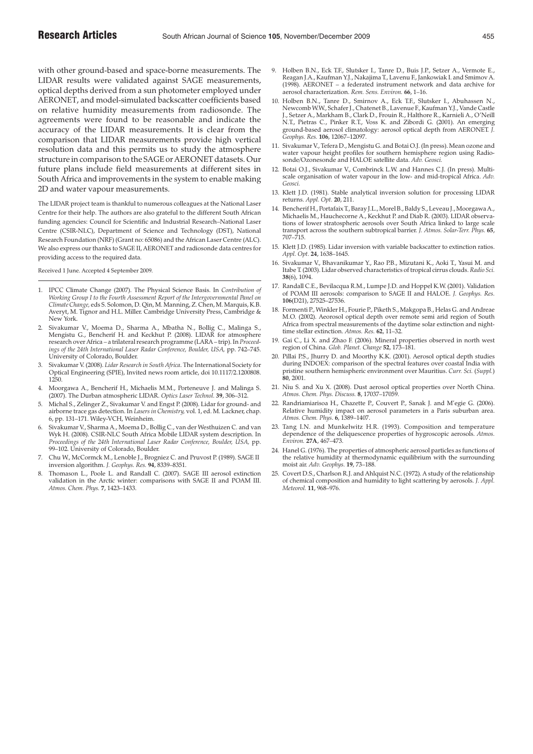with other ground-based and space-borne measurements. The LIDAR results were validated against SAGE measurements, optical depths derived from a sun photometer employed under AERONET, and model-simulated backscatter coefficients based on relative humidity measurements from radiosonde. The agreements were found to be reasonable and indicate the accuracy of the LIDAR measurements. It is clear from the comparison that LIDAR measurements provide high vertical resolution data and this permits us to study the atmosphere structure in comparison to the SAGE or AERONET datasets. Our future plans include field measurements at different sites in South Africa and improvements in the system to enable making 2D and water vapour measurements.

The LIDAR project team is thankful to numerous colleagues at the National Laser Centre for their help. The authors are also grateful to the different South African funding agencies: Council for Scientific and Industrial Research–National Laser Centre (CSIR-NLC), Department of Science and Technology (DST), National Research Foundation (NRF) (Grant no: 65086) and the African Laser Centre (ALC). We also express our thanks to SAGE II, AERONET and radiosonde data centres for providing access to the required data.

Received 1 June. Accepted 4 September 2009.

1. IPCC Climate Change (2007). The Physical Science Basis. In *Contribution of Working Group I to the Fourth Assessment Report of the Intergovernmental Panel on Climate Change,* eds S. Solomon, D. Qin, M. Manning, Z. Chen, M. Marquis, K.B. Averyt, M. Tignor and H.L. Miller. Cambridge University Press, Cambridge & New York.
2. Sivakumar V., Moema D., Sharma A., Mbatha N., Bollig C., Malinga S., Mengistu G., Bencherif H. and Keckhut P. (2008). LIDAR for atmosphere research over Africa – a trilateral research programme (LARA – trip). In *Proceedings of the 24th International Laser Radar Conference, Boulder, USA,* pp. 742–745. University of Colorado, Boulder.
3. Sivakumar V. (2008). *Lidar Research in South Africa.* The International Society for Optical Engineering (SPIE), Invited news room article, doi 10.1117/2.1200808. 1250.
4. Moorgawa A., Bencherif H., Michaelis M.M., Porteneuve J. and Malinga S. (2007). The Durban atmospheric LIDAR. *Optics Laser Technol.* **39**, 306–312.
5. Michal S., Zelinger Z., Sivakumar V. and Engst P. (2008). Lidar for ground- and airborne trace gas detection. In *Lasers in Chemistry,* vol. 1, ed. M. Lackner, chap. 6, pp. 131–171. Wiley-VCH, Weinheim.
6. Sivakumar V., Sharma A., Moema D., Bollig C., van der Westhuizen C. and van Wyk H. (2008). CSIR-NLC South Africa Mobile LIDAR system description. In *Proceedings of the 24th International Laser Radar Conference, Boulder, USA,* pp. 99–102. University of Colorado, Boulder.
7. Chu W., McCormck M., Lenoble J., Brogniez C. and Pruvost P. (1989). SAGE II inversion algorithm. *J. Geophys. Res.* **94**, 8339–8351.
8. Thomason L., Poole L. and Randall C. (2007). SAGE III aerosol extinction validation in the Arctic winter: comparisons with SAGE II and POAM III. *Atmos. Chem. Phys.* **7**, 1423–1433.
9. Holben B.N., Eck T.F., Slutsker I., Tanre D., Buis J.P., Setzer A., Vermote E., Reagan J.A., Kaufman Y.J., Nakajima T., Lavenu F., Jankowiak I. and Smirnov A. (1998). AERONET – a federated instrument network and data archive for aerosol characterization. *Rem. Sens. Environ.* **66**, 1–16.
10. Holben B.N., Tanre D., Smirnov A., Eck T.F., Slutsker I., Abuhassen N., Newcomb W.W., Schafer J., Chatenet B., Lavenue F., Kaufman Y.J., Vande Castle J., Setzer A., Markham B., Clark D., Frouin R., Halthore R., Karnieli A., O'Neill N.T., Pietras C., Pinker R.T., Voss K. and Zibordi G. (2001). An emerging ground-based aerosol climatology: aerosol optical depth from AERONET. *J. Geophys. Res.* **106**, 12067–12097.
11. Sivakumar V., Tefera D., Mengistu G. and Botai O.J. (In press). Mean ozone and water vapour height profiles for southern hemisphere region using Radiosonde/Ozonesonde and HALOE satellite data. *Adv. Geosci.*
12. Botai O.J., Sivakumar V., Combrinck L.W. and Hannes C.J. (In press). Multiscale organisation of water vapour in the low- and mid-tropical Africa. *Adv. Geosci.*
13. Klett J.D. (1981). Stable analytical inversion solution for processing LIDAR returns. *Appl. Opt.* **20**, 211.
14. Bencherif H., Portafaix T., Baray J.L., Morel B., Baldy S., Leveau J., Moorgawa A., Michaelis M., Hauchecorne A., Keckhut P. and Diab R. (2003). LIDAR observations of lower stratospheric aerosols over South Africa linked to large scale transport across the southern subtropical barrier. *J. Atmos. Solar-Terr. Phys.* **65**, 707–715.
15. Klett J.D. (1985). Lidar inversion with variable backscatter to extinction ratios. *Appl. Opt.* **24**, 1638–1645.
16. Sivakumar V., Bhavanikumar Y., Rao P.B., Mizutani K., Aoki T., Yasui M. and Itabe T. (2003). Lidar observed characteristics of tropical cirrus clouds. *Radio Sci.* **38**(6), 1094.
17. Randall C.E., Bevilacqua R.M., Lumpe J.D. and Hoppel K.W. (2001). Validation of POAM III aerosols: comparison to SAGE II and HALOE. *J. Geophys. Res.* **106**(D21), 27525–27536.
18. Formenti P., Winkler H., Fourie P., Piketh S., Makgopa B., Helas G. and Andreae M.O. (2002). Aeorosol optical depth over remote semi arid region of South Africa from spectral measurements of the daytime solar extinction and nighttime stellar extinction. *Atmos. Res.* **62**, 11–32.
19. Gai C., Li X. and Zhao F. (2006). Mineral properties observed in north west region of China. *Glob. Planet. Change* **52**, 173–181.
20. Pillai P.S., Jhurry D. and Moorthy K.K. (2001). Aerosol optical depth studies during INDOEX: comparison of the spectral features over coastal India with pristine southern hemispheric environment over Mauritius. *Curr. Sci.* (*Suppl.*) **80**, 2001.
21. Niu S. and Xu X. (2008). Dust aerosol optical properties over North China. *Atmos. Chem. Phys. Discuss.* **8**, 17037–17059.
22. Randriamiarisoa H., Chazette P., Couvert P., Sanak J. and M'egie G. (2006). Relative humidity impact on aerosol parameters in a Paris suburban area. *Atmos. Chem. Phys.* **6**, 1389–1407.
23. Tang I.N. and Munkelwitz H.R. (1993). Composition and temperature dependence of the deliquescence properties of hygroscopic aerosols. *Atmos. Environ.* **27A**, 467–473.
24. Hanel G. (1976). The properties of atmospheric aerosol particles as functions of the relative humidity at thermodynamic equilibrium with the surrounding moist air. *Adv. Geophys.* **19**, 73–188.
25. Covert D.S., Charlson R.J. and Ahlquist N.C. (1972). A study of the relationship of chemical composition and humidity to light scattering by aerosols. *J. Appl. Meteorol.* **11**, 968–976.